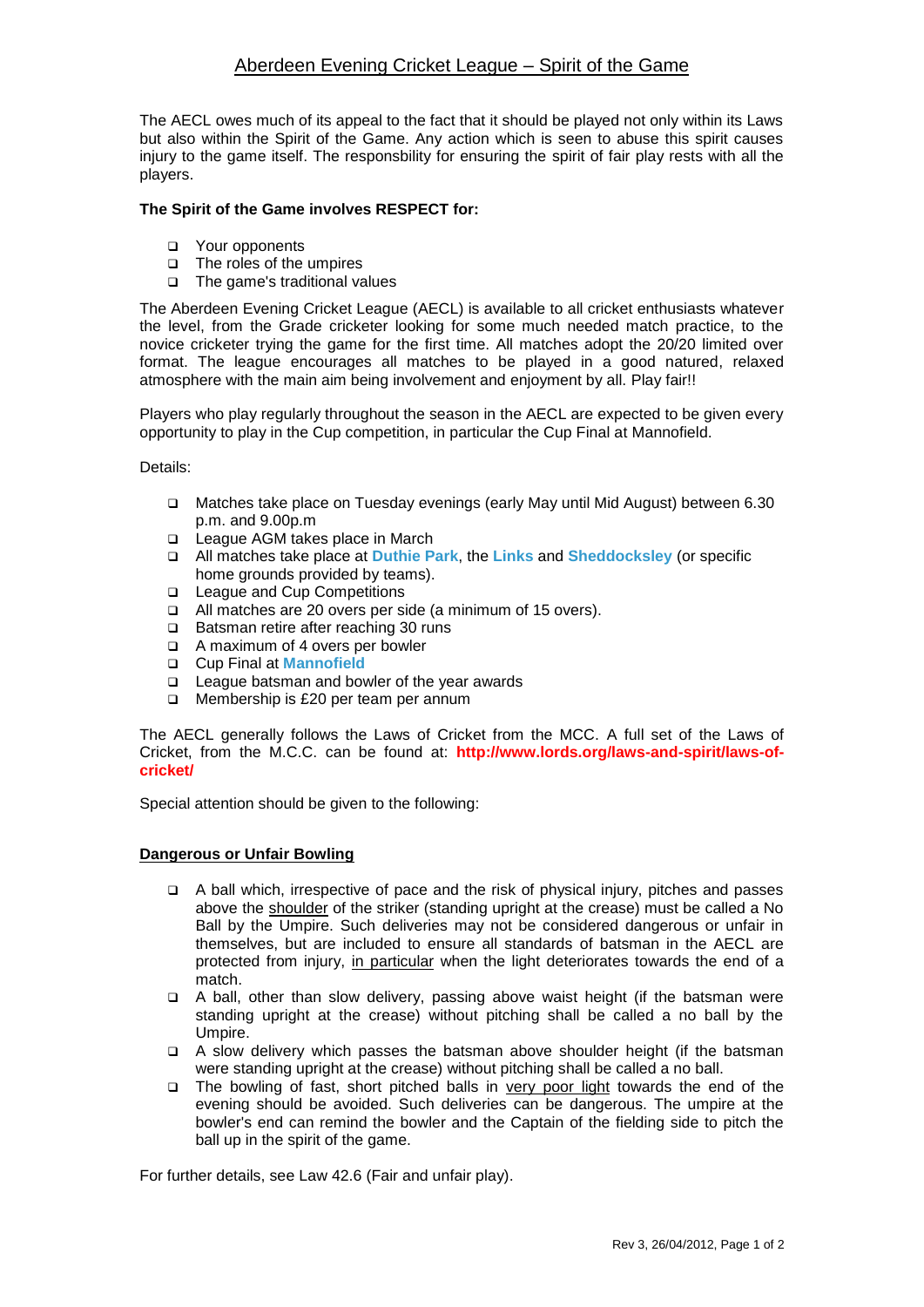# Aberdeen Evening Cricket League – Spirit of the Game

The AECL owes much of its appeal to the fact that it should be played not only within its Laws but also within the Spirit of the Game. Any action which is seen to abuse this spirit causes injury to the game itself. The responsbility for ensuring the spirit of fair play rests with all the players.

**The Spirit of the Game involves RESPECT for:**

- Your opponents
- The roles of the umpires
- The game's traditional values

The Aberdeen Evening Cricket League (AECL) is available to all cricket enthusiasts whatever the level, from the Grade cricketer looking for some much needed match practice, to the novice cricketer trying the game for the first time. All matches adopt the 20/20 limited over format. The league encourages all matches to be played in a good natured, relaxed atmosphere with the main aim being involvement and enjoyment by all. Play fair!!

Players who play regularly throughout the season in the AECL are expected to be given every opportunity to play in the Cup competition, in particular the Cup Final at Mannofield.

Details:

- Matches take place on Tuesday evenings (early May until Mid August) between 6.30 p.m. and 9.00p.m
- League AGM takes place in March
- All matches take place at **Duthie Park**, the **Links** and **Sheddocksley** (or specific home grounds provided by teams).
- League and Cup Competitions
- All matches are 20 overs per side (a minimum of 15 overs).
- Batsman retire after reaching 30 runs
- A maximum of 4 overs per bowler
- Cup Final at **Mannofield**
- League batsman and bowler of the year awards
- Membership is £20 per team per annum

The AECL generally follows the Laws of Cricket from the MCC. A full set of the Laws of Cricket, from the M.C.C. can be found at: **http://www.lords.org/laws-and-spirit/laws-of-cricket/**

Special attention should be given to the following:

## Dangerous or Unfair Bowling

- A ball which, irrespective of pace and the risk of physical injury, pitches and passes above the shoulder of the striker (standing upright at the crease) must be called a No Ball by the Umpire. Such deliveries may not be considered dangerous or unfair in themselves, but are included to ensure all standards of batsman in the AECL are protected from injury, in particular when the light deteriorates towards the end of a match.
- A ball, other than slow delivery, passing above waist height (if the batsman were standing upright at the crease) without pitching shall be called a no ball by the Umpire.
- A slow delivery which passes the batsman above shoulder height (if the batsman were standing upright at the crease) without pitching shall be called a no ball.
- The bowling of fast, short pitched balls in very poor light towards the end of the evening should be avoided. Such deliveries can be dangerous. The umpire at the bowler's end can remind the bowler and the Captain of the fielding side to pitch the ball up in the spirit of the game.

For further details, see Law 42.6 (Fair and unfair play).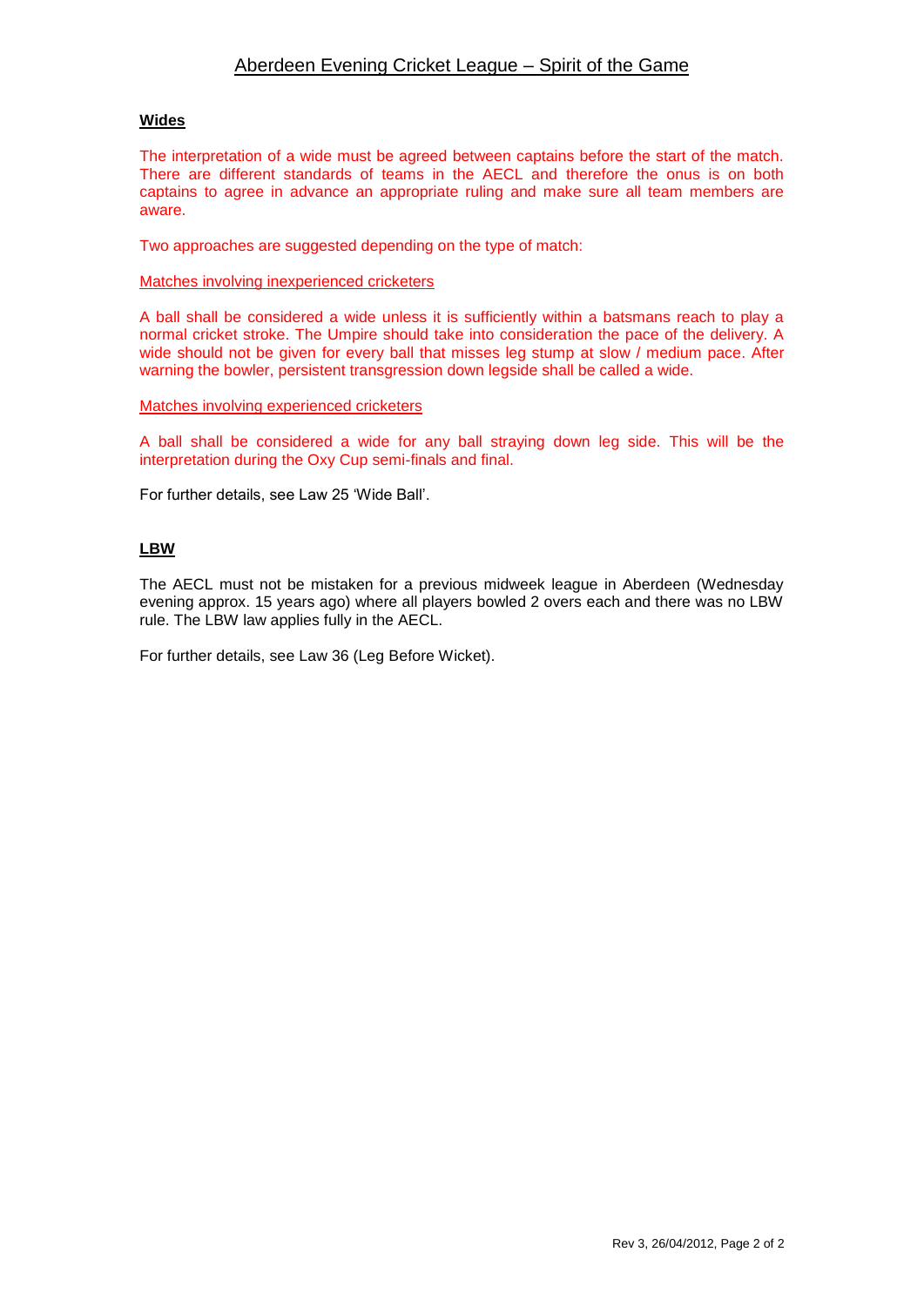# Aberdeen Evening Cricket League – Spirit of the Game

## Wides

The interpretation of a wide must be agreed between captains before the start of the match. There are different standards of teams in the AECL and therefore the onus is on both captains to agree in advance an appropriate ruling and make sure all team members are aware.

Two approaches are suggested depending on the type of match:

### Matches involving inexperienced cricketers

A ball shall be considered a wide unless it is sufficiently within a batsmans reach to play a normal cricket stroke. The Umpire should take into consideration the pace of the delivery. A wide should not be given for every ball that misses leg stump at slow / medium pace. After warning the bowler, persistent transgression down legside shall be called a wide.

### Matches involving experienced cricketers

A ball shall be considered a wide for any ball straying down leg side. This will be the interpretation during the Oxy Cup semi-finals and final.

For further details, see Law 25 'Wide Ball'.

## LBW

The AECL must not be mistaken for a previous midweek league in Aberdeen (Wednesday evening approx. 15 years ago) where all players bowled 2 overs each and there was no LBW rule. The LBW law applies fully in the AECL.

For further details, see Law 36 (Leg Before Wicket).

Rev 3, 26/04/2012